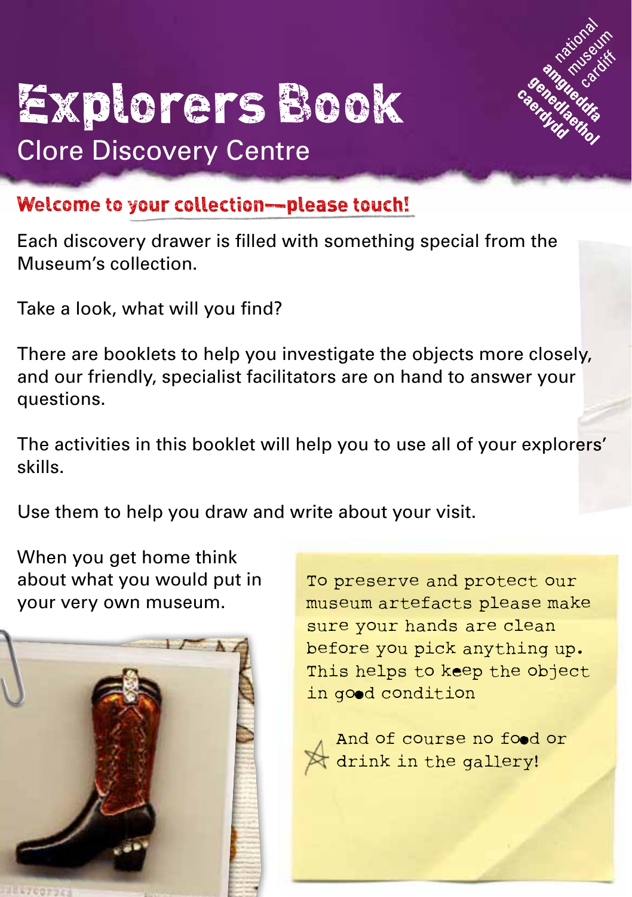# Explorers Book

## Clore Discovery Centre

national museum cardiff
amgueddfa genedlaethol caerdydd

### Welcome to your collection—please touch!

Each discovery drawer is filled with something special from the Museum's collection.

Take a look, what will you find?

There are booklets to help you investigate the objects more closely, and our friendly, specialist facilitators are on hand to answer your questions.

The activities in this booklet will help you to use all of your explorers' skills.

Use them to help you draw and write about your visit.

When you get home think about what you would put in your very own museum.

To preserve and protect our museum artefacts please make sure your hands are clean before you pick anything up. This helps to keep the object in good condition

And of course no food or drink in the gallery!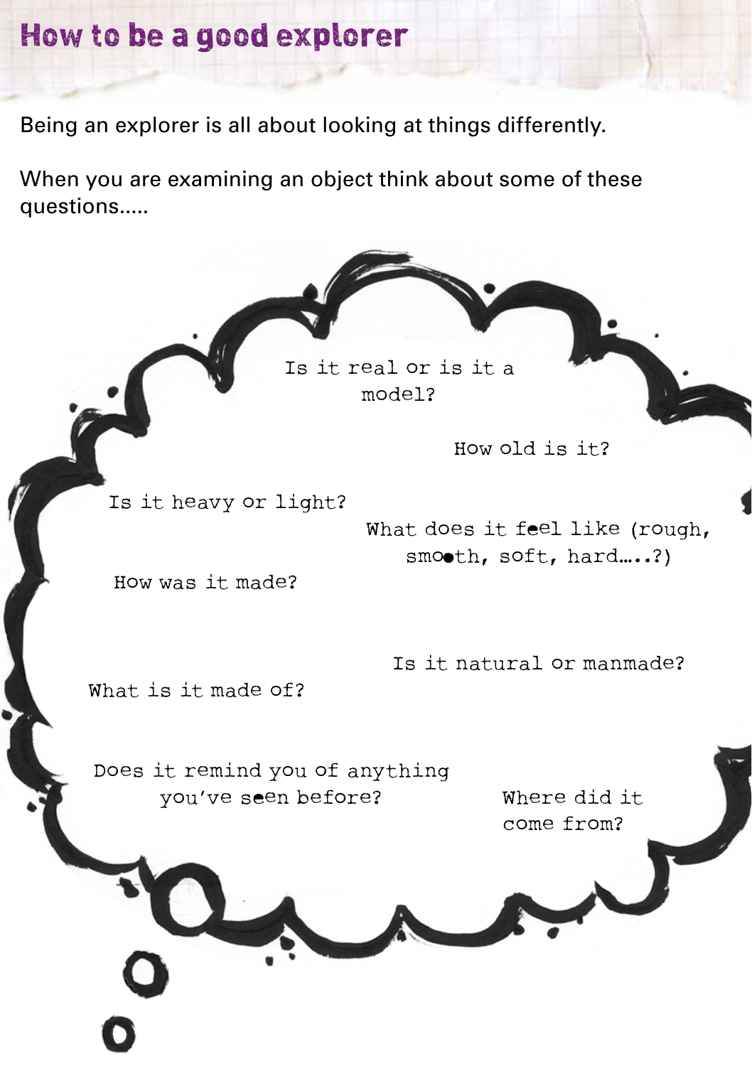# How to be a good explorer

Being an explorer is all about looking at things differently.

When you are examining an object think about some of these questions.....

- Is it real or is it a model?
- How old is it?
- Is it heavy or light?
- What does it feel like (rough, smooth, soft, hard.....?)
- How was it made?
- Is it natural or manmade?
- What is it made of?
- Does it remind you of anything you've seen before?
- Where did it come from?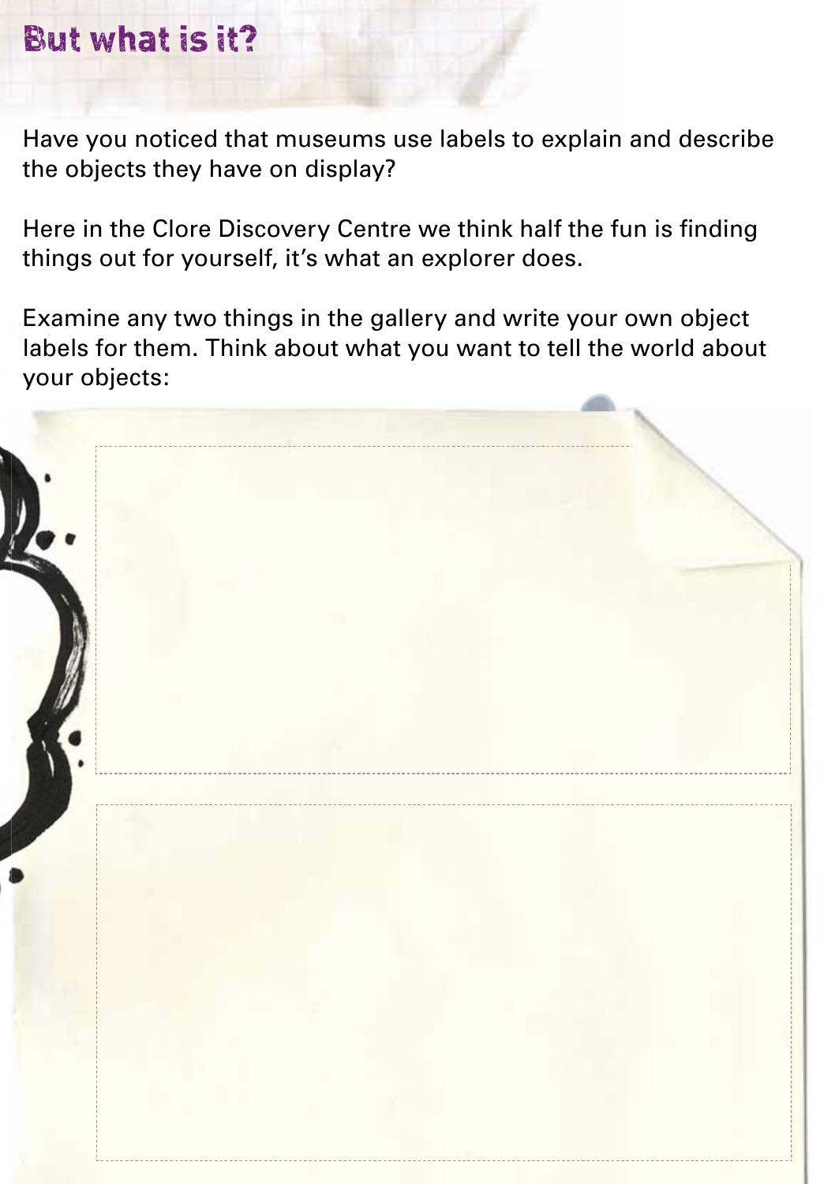# But what is it?

Have you noticed that museums use labels to explain and describe the objects they have on display?

Here in the Clore Discovery Centre we think half the fun is finding things out for yourself, it's what an explorer does.

Examine any two things in the gallery and write your own object labels for them. Think about what you want to tell the world about your objects: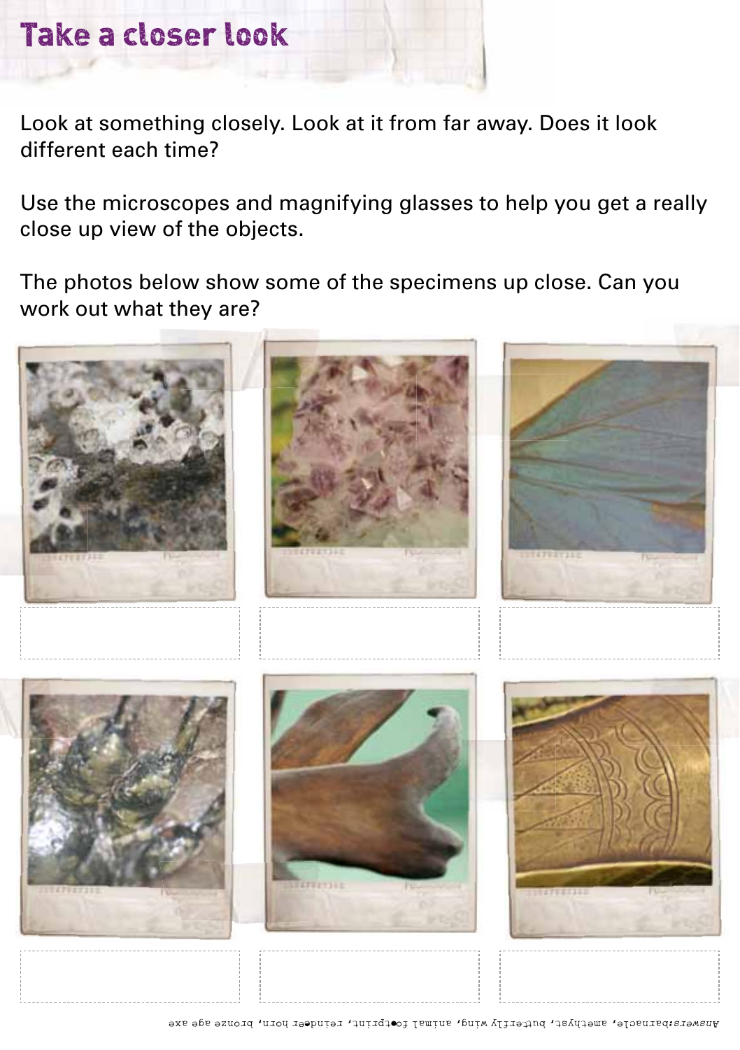# Take a closer look

Look at something closely. Look at it from far away. Does it look different each time?

Use the microscopes and magnifying glasses to help you get a really close up view of the objects.

The photos below show some of the specimens up close. Can you work out what they are?

Answers: barnacle, amethyst, butterfly wing, animal footprint, reindeer horn, bronze age axe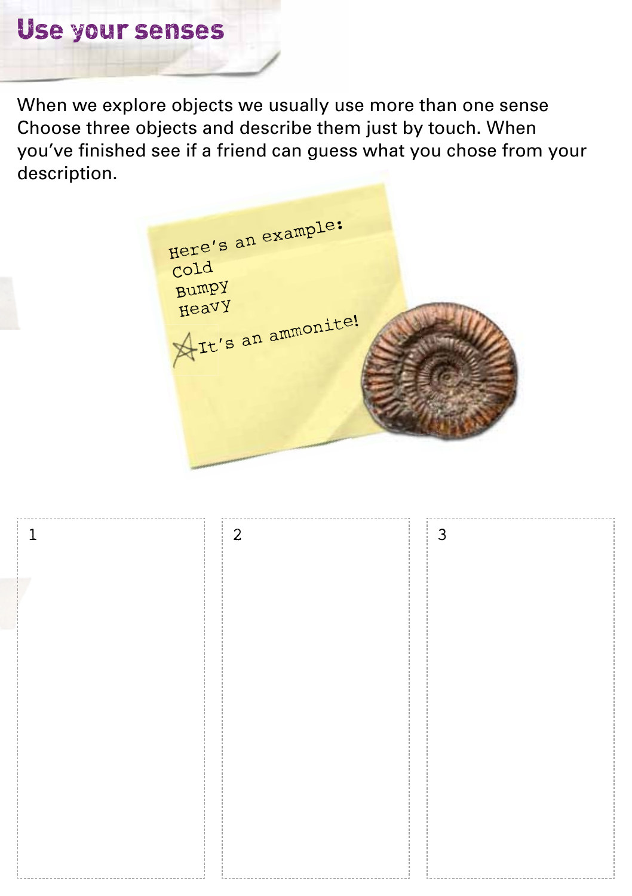# Use your senses

When we explore objects we usually use more than one sense Choose three objects and describe them just by touch. When you've finished see if a friend can guess what you chose from your description.

Here's an example:
Cold
Bumpy
Heavy
It's an ammonite!

| 1 | 2 | 3 |
| --- | --- | --- |
| | | |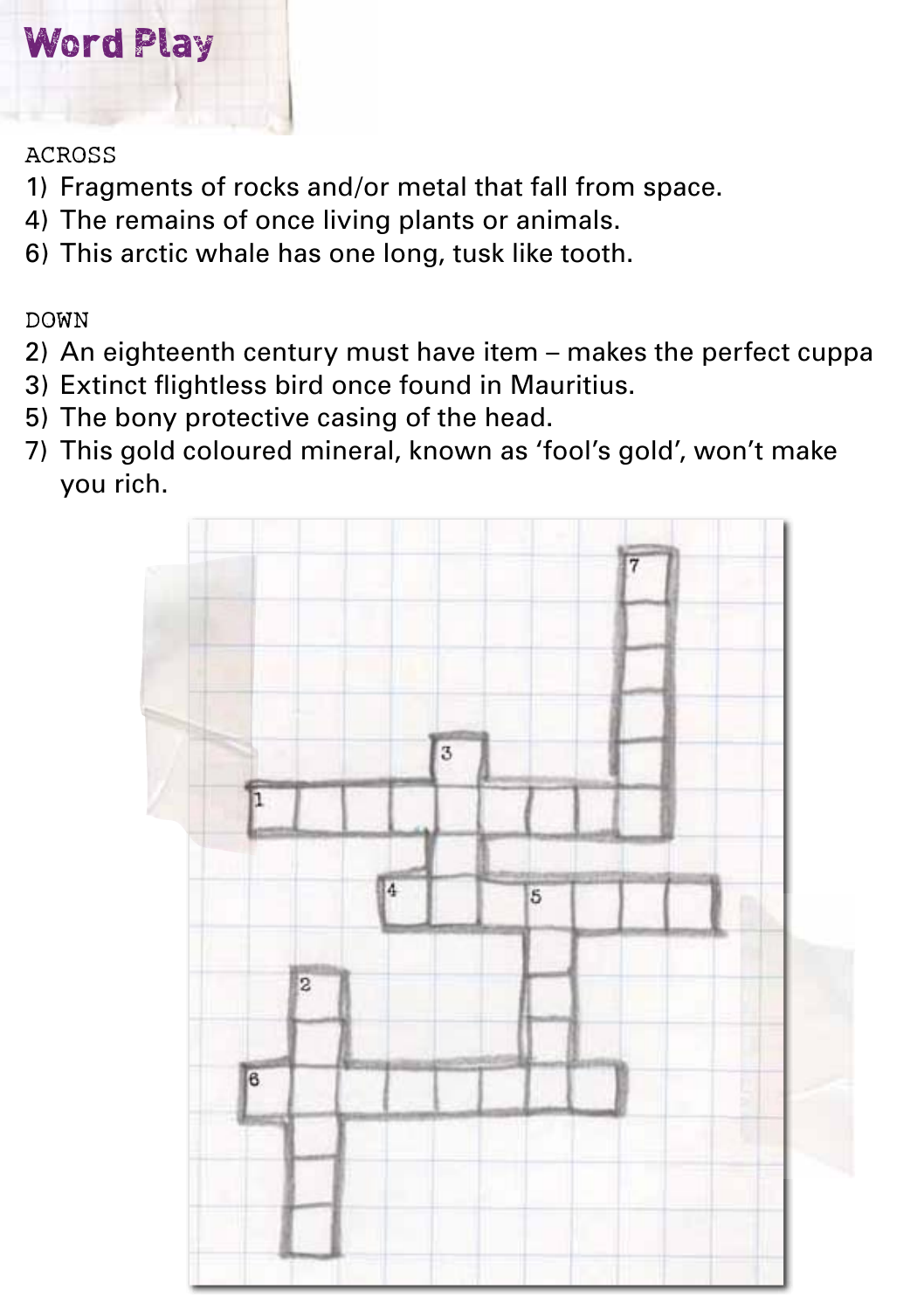# Word Play

ACROSS

1) Fragments of rocks and/or metal that fall from space.
4) The remains of once living plants or animals.
6) This arctic whale has one long, tusk like tooth.

DOWN

2) An eighteenth century must have item – makes the perfect cuppa
3) Extinct flightless bird once found in Mauritius.
5) The bony protective casing of the head.
7) This gold coloured mineral, known as 'fool's gold', won't make you rich.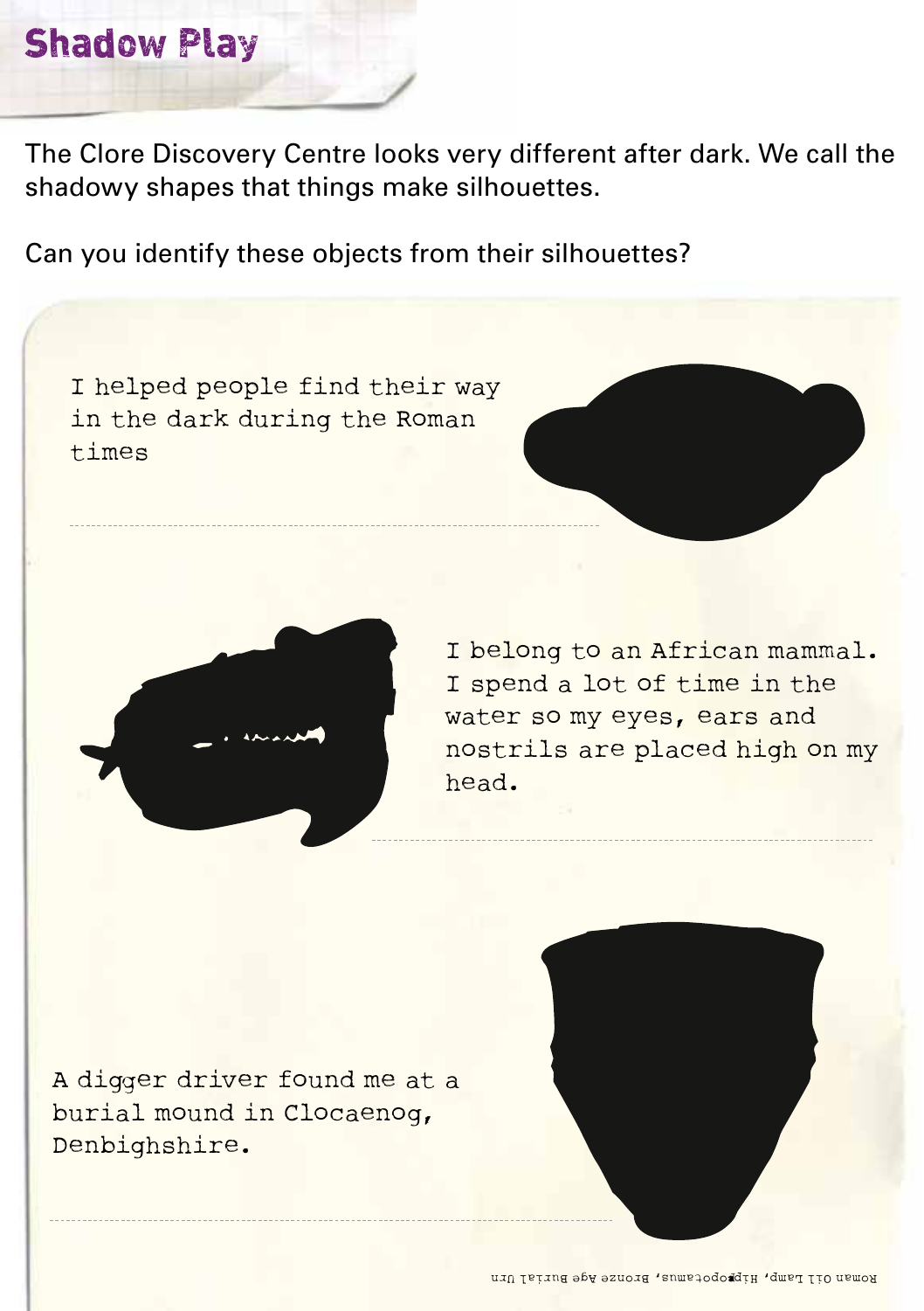# Shadow Play

The Clore Discovery Centre looks very different after dark. We call the shadowy shapes that things make silhouettes.

Can you identify these objects from their silhouettes?

I helped people find their way in the dark during the Roman times

I belong to an African mammal. I spend a lot of time in the water so my eyes, ears and nostrils are placed high on my head.

A digger driver found me at a burial mound in Clocaenog, Denbighshire.

Roman Oil Lamp, Hippopotamus, Bronze Age Burial Urn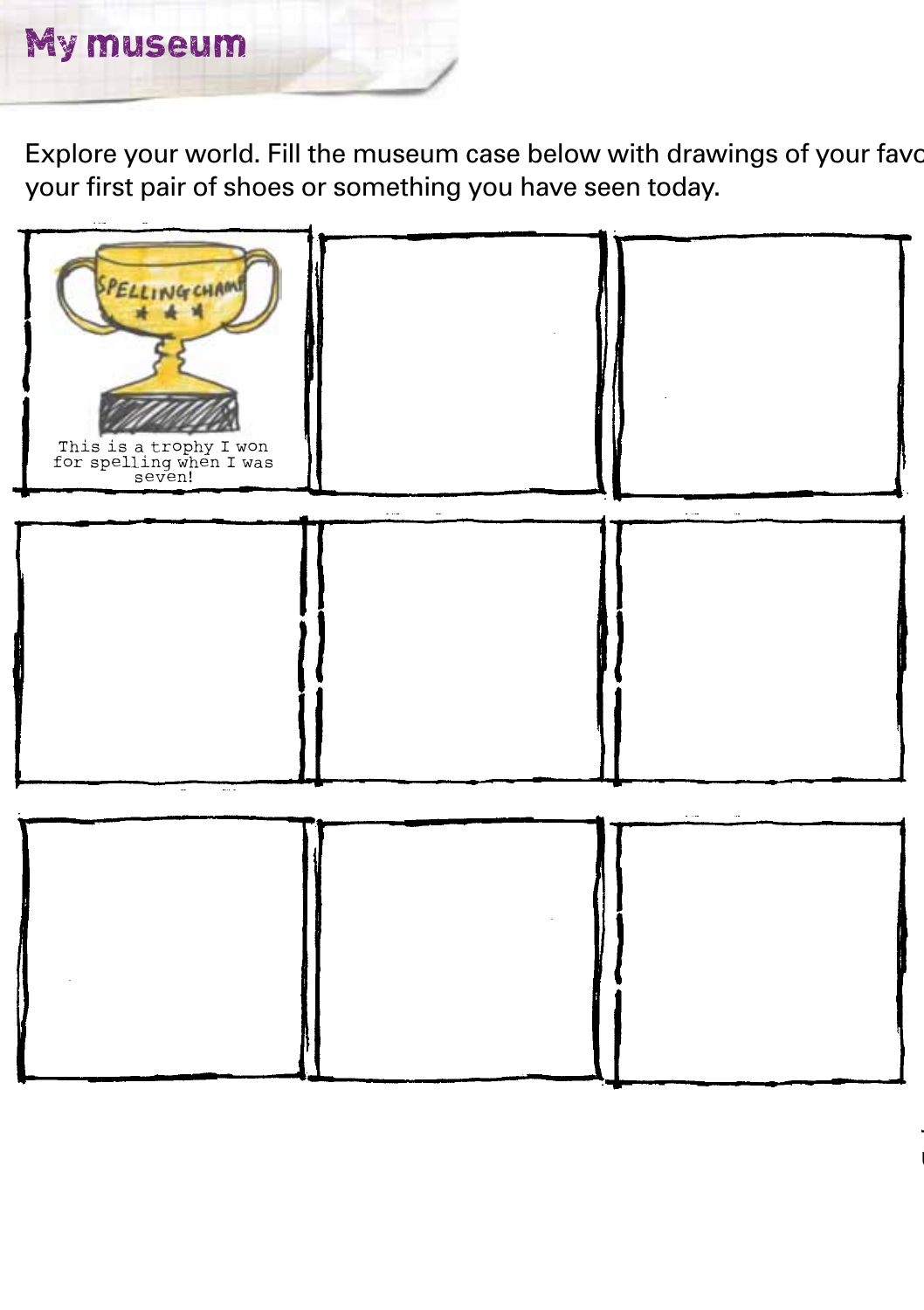# My museum

Explore your world. Fill the museum case below with drawings of your favo
your first pair of shoes or something you have seen today.

This is a trophy I won for spelling when I was seven!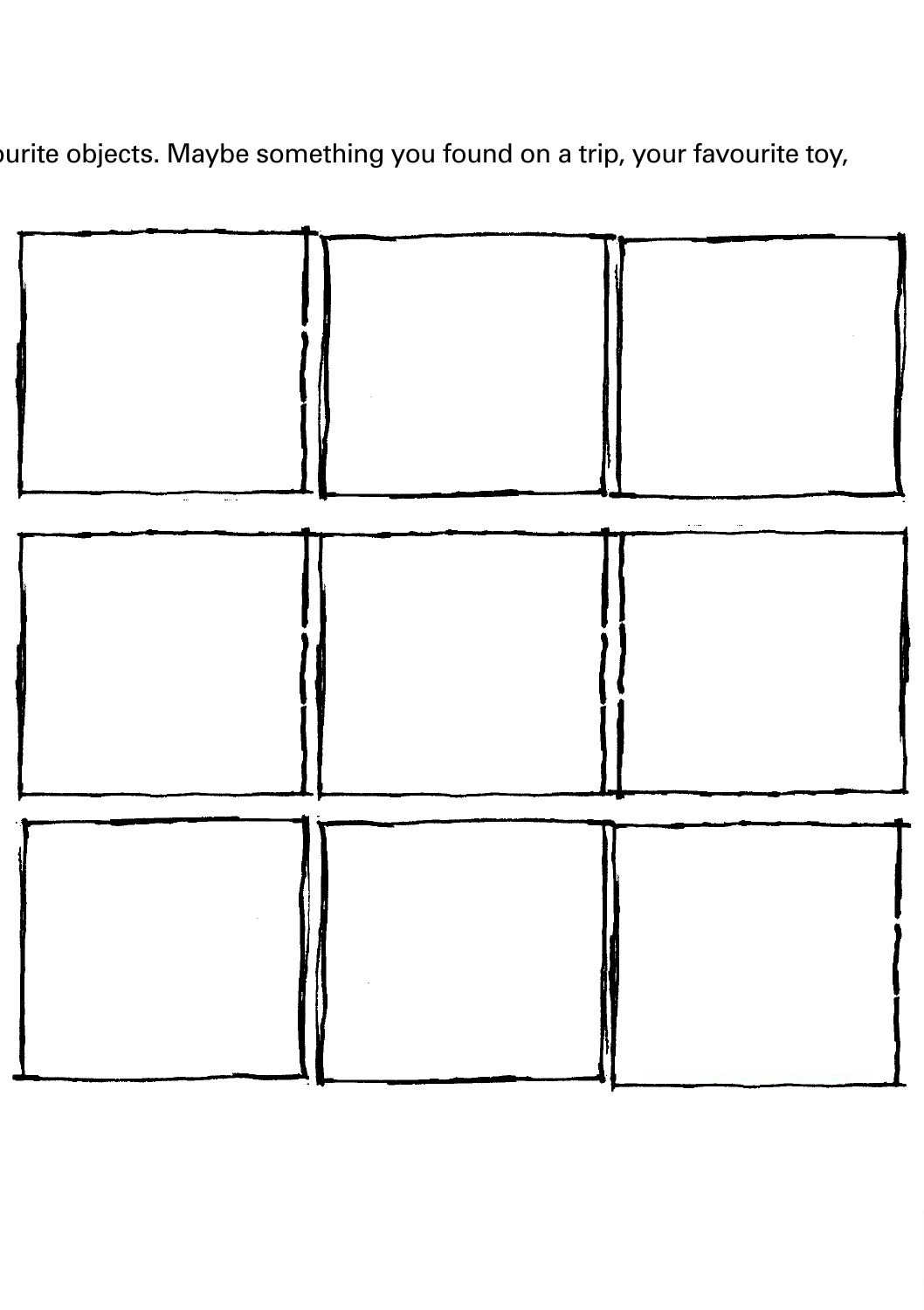ourite objects. Maybe something you found on a trip, your favourite toy,